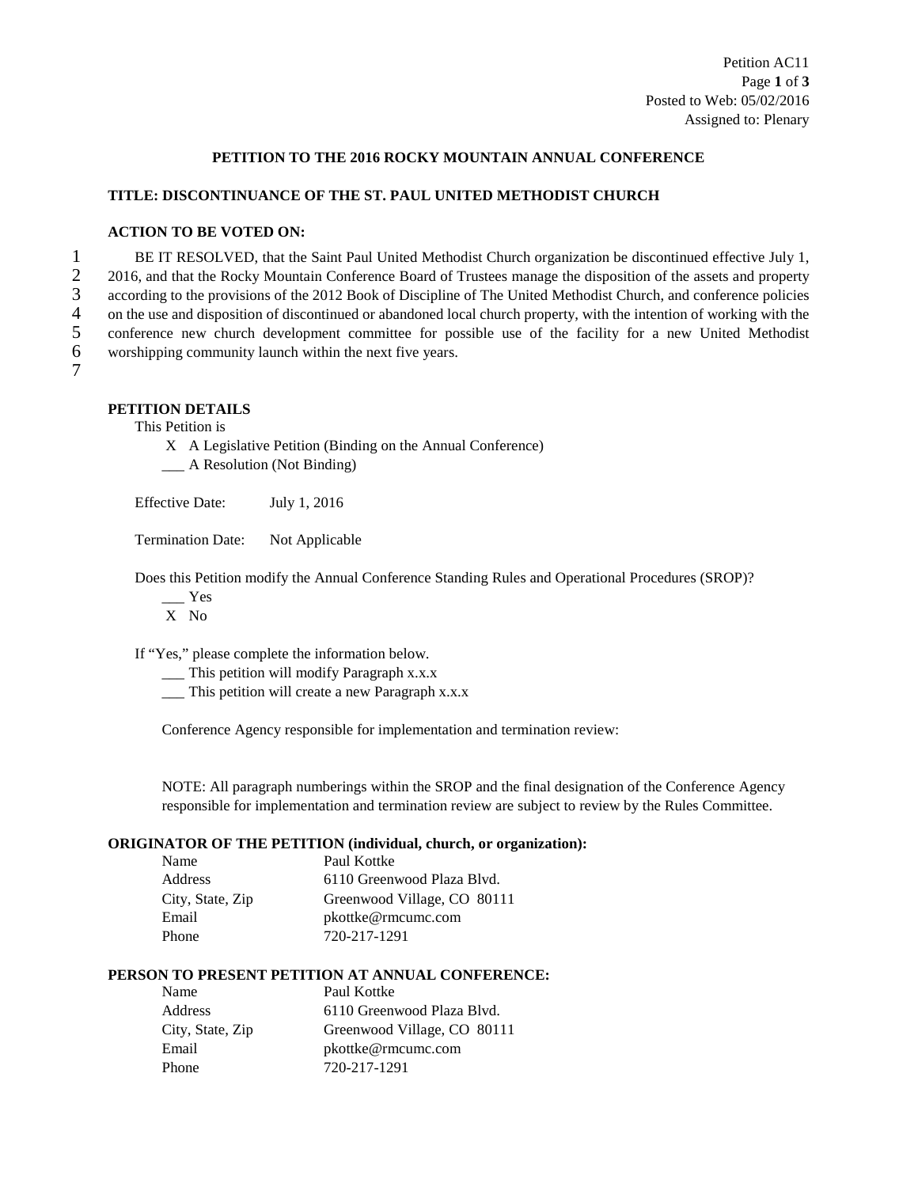Petition AC11
Posted to Web: 05/02/2016
Assigned to: Plenary

**PETITION TO THE 2016 ROCKY MOUNTAIN ANNUAL CONFERENCE**

**TITLE: DISCONTINUANCE OF THE ST. PAUL UNITED METHODIST CHURCH**

**ACTION TO BE VOTED ON:**

1 BE IT RESOLVED, that the Saint Paul United Methodist Church organization be discontinued effective July 1,
2 2016, and that the Rocky Mountain Conference Board of Trustees manage the disposition of the assets and property
3 according to the provisions of the 2012 Book of Discipline of The United Methodist Church, and conference policies
4 on the use and disposition of discontinued or abandoned local church property, with the intention of working with the
5 conference new church development committee for possible use of the facility for a new United Methodist
6 worshipping community launch within the next five years.
7

**PETITION DETAILS**

This Petition is

X A Legislative Petition (Binding on the Annual Conference)
___ A Resolution (Not Binding)

Effective Date: July 1, 2016

Termination Date: Not Applicable

Does this Petition modify the Annual Conference Standing Rules and Operational Procedures (SROP)?

___ Yes
X No

If "Yes," please complete the information below.

___ This petition will modify Paragraph x.x.x
___ This petition will create a new Paragraph x.x.x

Conference Agency responsible for implementation and termination review:

NOTE: All paragraph numberings within the SROP and the final designation of the Conference Agency responsible for implementation and termination review are subject to review by the Rules Committee.

**ORIGINATOR OF THE PETITION (individual, church, or organization):**

| | |
|---|---|
| Name | Paul Kottke |
| Address | 6110 Greenwood Plaza Blvd. |
| City, State, Zip | Greenwood Village, CO 80111 |
| Email | pkottke@rmcumc.com |
| Phone | 720-217-1291 |

**PERSON TO PRESENT PETITION AT ANNUAL CONFERENCE:**

| | |
|---|---|
| Name | Paul Kottke |
| Address | 6110 Greenwood Plaza Blvd. |
| City, State, Zip | Greenwood Village, CO 80111 |
| Email | pkottke@rmcumc.com |
| Phone | 720-217-1291 |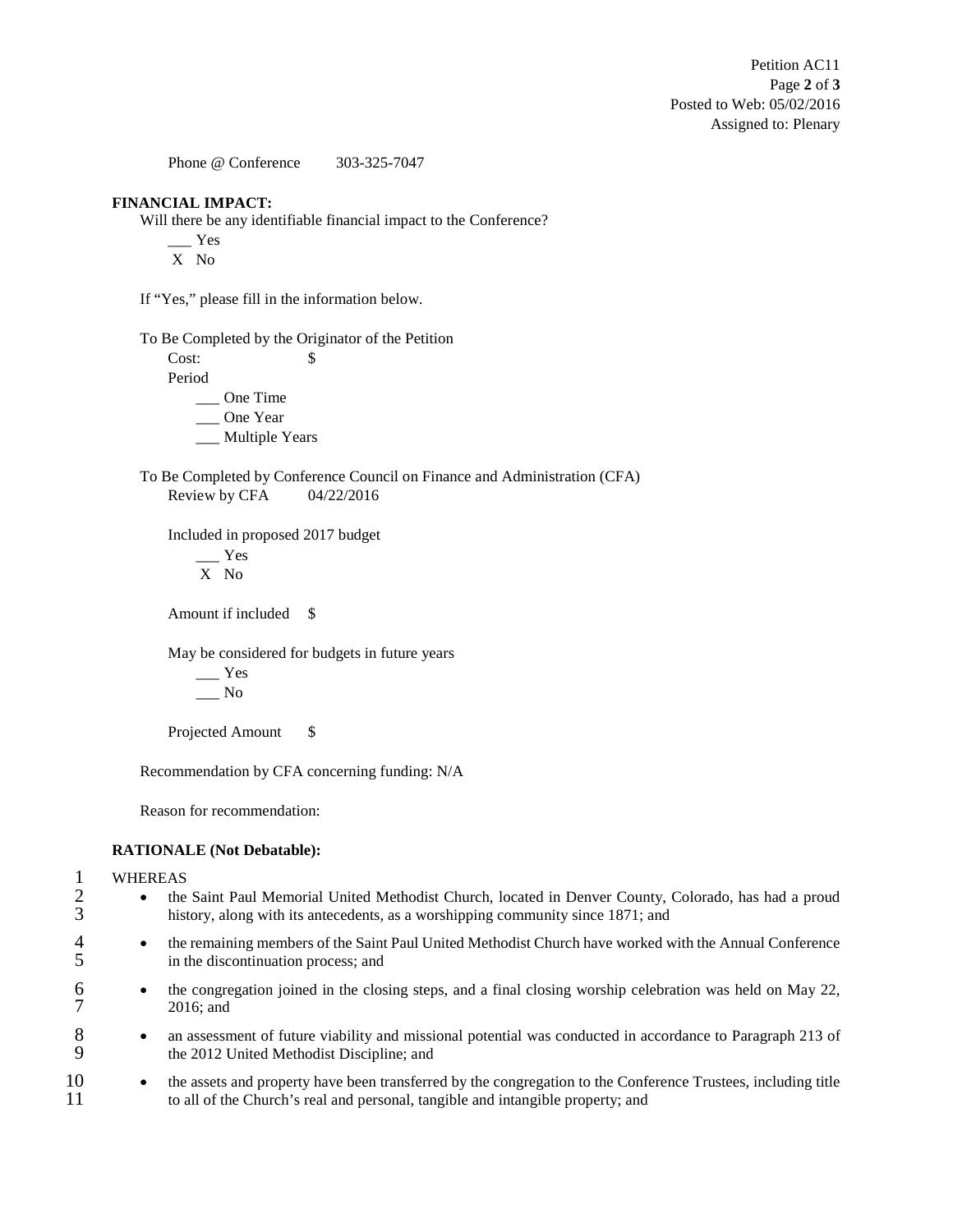Phone @ Conference 303-325-7047

**FINANCIAL IMPACT:**

Will there be any identifiable financial impact to the Conference?

___ Yes
 X No

If "Yes," please fill in the information below.

To Be Completed by the Originator of the Petition

Cost: $

Period

___ One Time
___ One Year
___ Multiple Years

To Be Completed by Conference Council on Finance and Administration (CFA)

Review by CFA 04/22/2016

Included in proposed 2017 budget

___ Yes
 X No

Amount if included $

May be considered for budgets in future years

___ Yes
___ No

Projected Amount $

Recommendation by CFA concerning funding: N/A

Reason for recommendation:

**RATIONALE (Not Debatable):**

1 WHEREAS

2–3 • the Saint Paul Memorial United Methodist Church, located in Denver County, Colorado, has had a proud history, along with its antecedents, as a worshipping community since 1871; and

4–5 • the remaining members of the Saint Paul United Methodist Church have worked with the Annual Conference in the discontinuation process; and

6–7 • the congregation joined in the closing steps, and a final closing worship celebration was held on May 22, 2016; and

8–9 • an assessment of future viability and missional potential was conducted in accordance to Paragraph 213 of the 2012 United Methodist Discipline; and

10–11 • the assets and property have been transferred by the congregation to the Conference Trustees, including title to all of the Church's real and personal, tangible and intangible property; and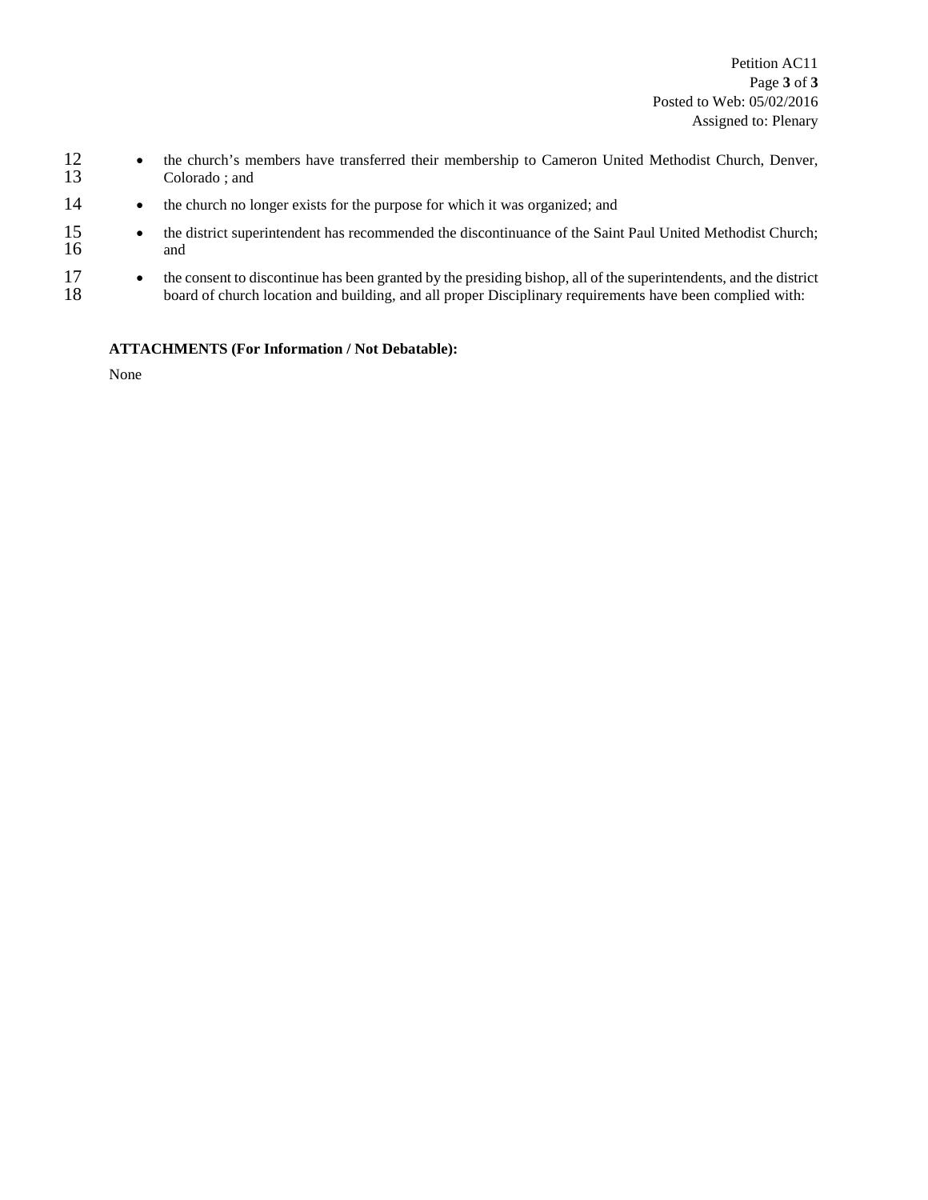- the church's members have transferred their membership to Cameron United Methodist Church, Denver, Colorado ; and
- the church no longer exists for the purpose for which it was organized; and
- the district superintendent has recommended the discontinuance of the Saint Paul United Methodist Church; and
- the consent to discontinue has been granted by the presiding bishop, all of the superintendents, and the district board of church location and building, and all proper Disciplinary requirements have been complied with:

**ATTACHMENTS (For Information / Not Debatable):**

None